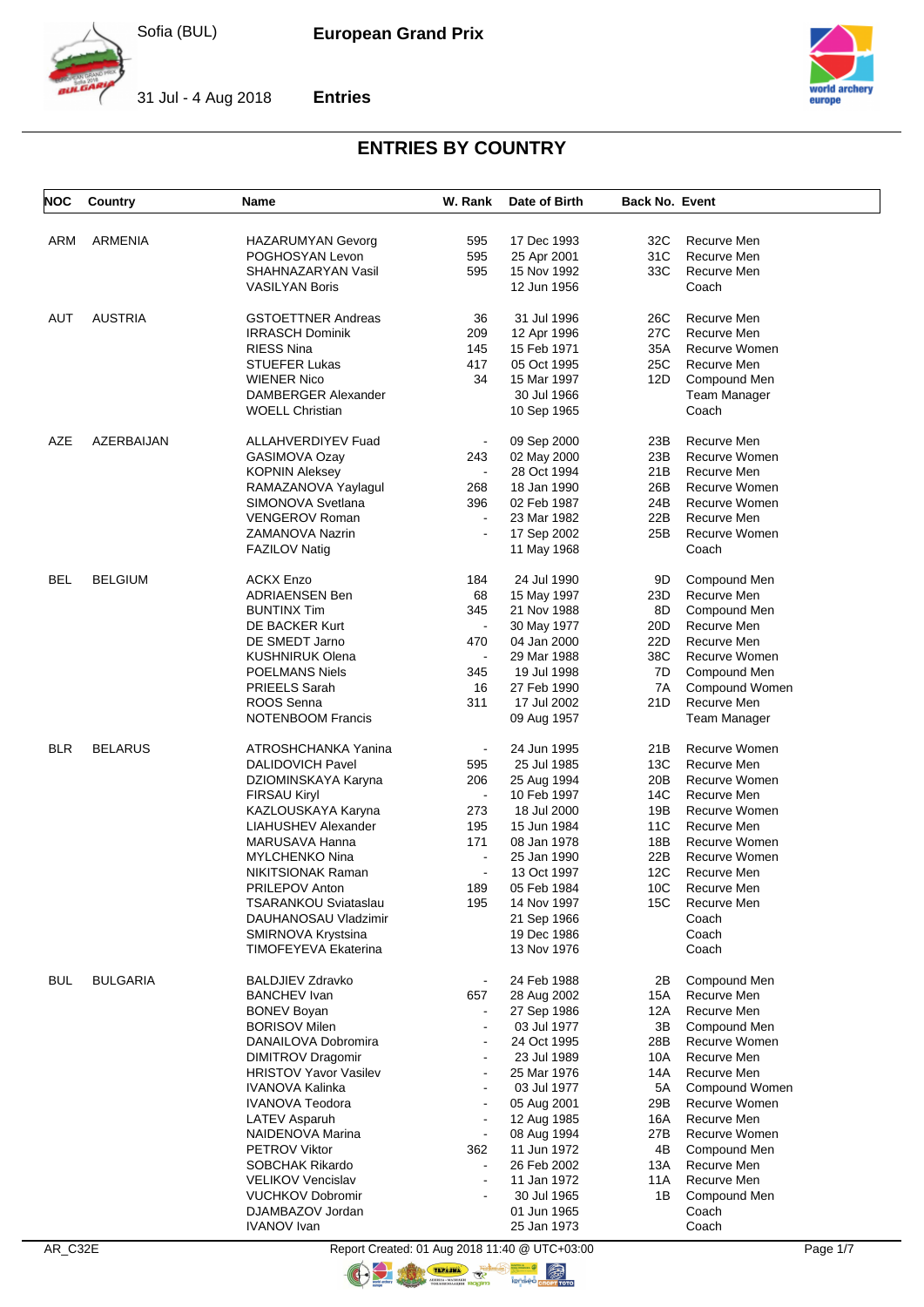# ENTRIES BY COUNTRY

| NOC | Country | Name | W. Rank | Date of Birth | Back No. | Event |
|---|---|---|---|---|---|---|
| ARM | ARMENIA | HAZARUMYAN Gevorg | 595 | 17 Dec 1993 | 32C | Recurve Men |
| | | POGHOSYAN Levon | 595 | 25 Apr 2001 | 31C | Recurve Men |
| | | SHAHNAZARYAN Vasil | 595 | 15 Nov 1992 | 33C | Recurve Men |
| | | VASILYAN Boris | | 12 Jun 1956 | | Coach |
| AUT | AUSTRIA | GSTOETTNER Andreas | 36 | 31 Jul 1996 | 26C | Recurve Men |
| | | IRRASCH Dominik | 209 | 12 Apr 1996 | 27C | Recurve Men |
| | | RIESS Nina | 145 | 15 Feb 1971 | 35A | Recurve Women |
| | | STUEFER Lukas | 417 | 05 Oct 1995 | 25C | Recurve Men |
| | | WIENER Nico | 34 | 15 Mar 1997 | 12D | Compound Men |
| | | DAMBERGER Alexander | | 30 Jul 1966 | | Team Manager |
| | | WOELL Christian | | 10 Sep 1965 | | Coach |
| AZE | AZERBAIJAN | ALLAHVERDIYEV Fuad | - | 09 Sep 2000 | 23B | Recurve Men |
| | | GASIMOVA Ozay | 243 | 02 May 2000 | 23B | Recurve Women |
| | | KOPNIN Aleksey | - | 28 Oct 1994 | 21B | Recurve Men |
| | | RAMAZANOVA Yaylagul | 268 | 18 Jan 1990 | 26B | Recurve Women |
| | | SIMONOVA Svetlana | 396 | 02 Feb 1987 | 24B | Recurve Women |
| | | VENGEROV Roman | - | 23 Mar 1982 | 22B | Recurve Men |
| | | ZAMANOVA Nazrin | - | 17 Sep 2002 | 25B | Recurve Women |
| | | FAZILOV Natig | | 11 May 1968 | | Coach |
| BEL | BELGIUM | ACKX Enzo | 184 | 24 Jul 1990 | 9D | Compound Men |
| | | ADRIAENSEN Ben | 68 | 15 May 1997 | 23D | Recurve Men |
| | | BUNTINX Tim | 345 | 21 Nov 1988 | 8D | Compound Men |
| | | DE BACKER Kurt | - | 30 May 1977 | 20D | Recurve Men |
| | | DE SMEDT Jarno | 470 | 04 Jan 2000 | 22D | Recurve Men |
| | | KUSHNIRUK Olena | - | 29 Mar 1988 | 38C | Recurve Women |
| | | POELMANS Niels | 345 | 19 Jul 1998 | 7D | Compound Men |
| | | PRIEELS Sarah | 16 | 27 Feb 1990 | 7A | Compound Women |
| | | ROOS Senna | 311 | 17 Jul 2002 | 21D | Recurve Men |
| | | NOTENBOOM Francis | | 09 Aug 1957 | | Team Manager |
| BLR | BELARUS | ATROSHCHANKA Yanina | - | 24 Jun 1995 | 21B | Recurve Women |
| | | DALIDOVICH Pavel | 595 | 25 Jul 1985 | 13C | Recurve Men |
| | | DZIOMINSKAYA Karyna | 206 | 25 Aug 1994 | 20B | Recurve Women |
| | | FIRSAU Kiryl | - | 10 Feb 1997 | 14C | Recurve Men |
| | | KAZLOUSKAYA Karyna | 273 | 18 Jul 2000 | 19B | Recurve Women |
| | | LIAHUSHEV Alexander | 195 | 15 Jun 1984 | 11C | Recurve Men |
| | | MARUSAVA Hanna | 171 | 08 Jan 1978 | 18B | Recurve Women |
| | | MYLCHENKO Nina | - | 25 Jan 1990 | 22B | Recurve Women |
| | | NIKITSIONAK Raman | - | 13 Oct 1997 | 12C | Recurve Men |
| | | PRILEPOV Anton | 189 | 05 Feb 1984 | 10C | Recurve Men |
| | | TSARANKOU Sviataslau | 195 | 14 Nov 1997 | 15C | Recurve Men |
| | | DAUHANOSAU Vladzimir | | 21 Sep 1966 | | Coach |
| | | SMIRNOVA Krystsina | | 19 Dec 1986 | | Coach |
| | | TIMOFEYEVA Ekaterina | | 13 Nov 1976 | | Coach |
| BUL | BULGARIA | BALDJIEV Zdravko | - | 24 Feb 1988 | 2B | Compound Men |
| | | BANCHEV Ivan | 657 | 28 Aug 2002 | 15A | Recurve Men |
| | | BONEV Boyan | - | 27 Sep 1986 | 12A | Recurve Men |
| | | BORISOV Milen | - | 03 Jul 1977 | 3B | Compound Men |
| | | DANAILOVA Dobromira | - | 24 Oct 1995 | 28B | Recurve Women |
| | | DIMITROV Dragomir | - | 23 Jul 1989 | 10A | Recurve Men |
| | | HRISTOV Yavor Vasilev | - | 25 Mar 1976 | 14A | Recurve Men |
| | | IVANOVA Kalinka | - | 03 Jul 1977 | 5A | Compound Women |
| | | IVANOVA Teodora | - | 05 Aug 2001 | 29B | Recurve Women |
| | | LATEV Asparuh | - | 12 Aug 1985 | 16A | Recurve Men |
| | | NAIDENOVA Marina | - | 08 Aug 1994 | 27B | Recurve Women |
| | | PETROV Viktor | 362 | 11 Jun 1972 | 4B | Compound Men |
| | | SOBCHAK Rikardo | - | 26 Feb 2002 | 13A | Recurve Men |
| | | VELIKOV Vencislav | - | 11 Jan 1972 | 11A | Recurve Men |
| | | VUCHKOV Dobromir | - | 30 Jul 1965 | 1B | Compound Men |
| | | DJAMBAZOV Jordan | | 01 Jun 1965 | | Coach |
| | | IVANOV Ivan | | 25 Jan 1973 | | Coach |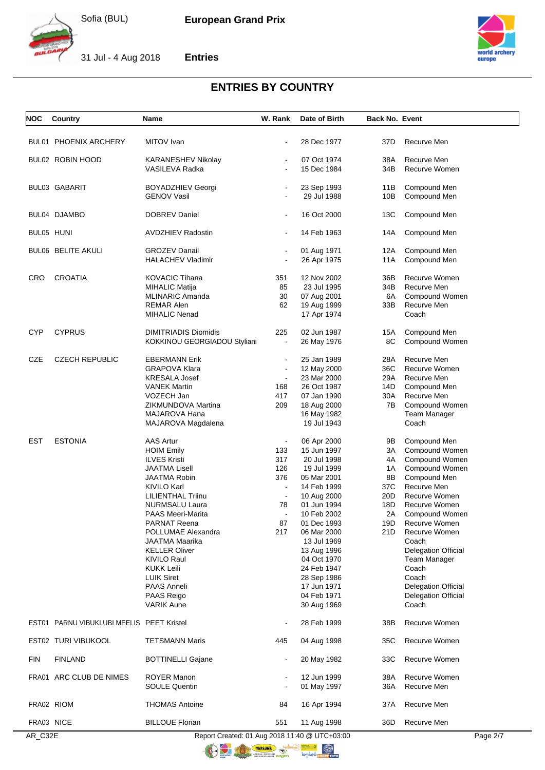## ENTRIES BY COUNTRY

| NOC | Country | Name | W. Rank | Date of Birth | Back No. | Event |
|---|---|---|---|---|---|---|
| BUL01 | PHOENIX ARCHERY | MITOV Ivan | - | 28 Dec 1977 | 37D | Recurve Men |
| BUL02 | ROBIN HOOD | KARANESHEV Nikolay | - | 07 Oct 1974 | 38A | Recurve Men |
| | | VASILEVA Radka | - | 15 Dec 1984 | 34B | Recurve Women |
| BUL03 | GABARIT | BOYADZHIEV Georgi | - | 23 Sep 1993 | 11B | Compound Men |
| | | GENOV Vasil | - | 29 Jul 1988 | 10B | Compound Men |
| BUL04 | DJAMBO | DOBREV Daniel | - | 16 Oct 2000 | 13C | Compound Men |
| BUL05 | HUNI | AVDZHIEV Radostin | - | 14 Feb 1963 | 14A | Compound Men |
| BUL06 | BELITE AKULI | GROZEV Danail | - | 01 Aug 1971 | 12A | Compound Men |
| | | HALACHEV Vladimir | - | 26 Apr 1975 | 11A | Compound Men |
| CRO | CROATIA | KOVACIC Tihana | 351 | 12 Nov 2002 | 36B | Recurve Women |
| | | MIHALIC Matija | 85 | 23 Jul 1995 | 34B | Recurve Men |
| | | MLINARIC Amanda | 30 | 07 Aug 2001 | 6A | Compound Women |
| | | REMAR Alen | 62 | 19 Aug 1999 | 33B | Recurve Men |
| | | MIHALIC Nenad | | 17 Apr 1974 | | Coach |
| CYP | CYPRUS | DIMITRIADIS Diomidis | 225 | 02 Jun 1987 | 15A | Compound Men |
| | | KOKKINOU GEORGIADOU Styliani | - | 26 May 1976 | 8C | Compound Women |
| CZE | CZECH REPUBLIC | EBERMANN Erik | - | 25 Jan 1989 | 28A | Recurve Men |
| | | GRAPOVA Klara | - | 12 May 2000 | 36C | Recurve Women |
| | | KRESALA Josef | - | 23 Mar 2000 | 29A | Recurve Men |
| | | VANEK Martin | 168 | 26 Oct 1987 | 14D | Compound Men |
| | | VOZECH Jan | 417 | 07 Jan 1990 | 30A | Recurve Men |
| | | ZIKMUNDOVA Martina | 209 | 18 Aug 2000 | 7B | Compound Women |
| | | MAJAROVA Hana | | 16 May 1982 | | Team Manager |
| | | MAJAROVA Magdalena | | 19 Jul 1943 | | Coach |
| EST | ESTONIA | AAS Artur | - | 06 Apr 2000 | 9B | Compound Men |
| | | HOIM Emily | 133 | 15 Jun 1997 | 3A | Compound Women |
| | | ILVES Kristi | 317 | 20 Jul 1998 | 4A | Compound Women |
| | | JAATMA Lisell | 126 | 19 Jul 1999 | 1A | Compound Women |
| | | JAATMA Robin | 376 | 05 Mar 2001 | 8B | Compound Men |
| | | KIVILO Karl | - | 14 Feb 1999 | 37C | Recurve Men |
| | | LILIENTHAL Triinu | - | 10 Aug 2000 | 20D | Recurve Women |
| | | NURMSALU Laura | 78 | 01 Jun 1994 | 18D | Recurve Women |
| | | PAAS Meeri-Marita | - | 10 Feb 2002 | 2A | Compound Women |
| | | PARNAT Reena | 87 | 01 Dec 1993 | 19D | Recurve Women |
| | | POLLUMAE Alexandra | 217 | 06 Mar 2000 | 21D | Recurve Women |
| | | JAATMA Maarika | | 13 Jul 1969 | | Coach |
| | | KELLER Oliver | | 13 Aug 1996 | | Delegation Official |
| | | KIVILO Raul | | 04 Oct 1970 | | Team Manager |
| | | KUKK Leili | | 24 Feb 1947 | | Coach |
| | | LUIK Siret | | 28 Sep 1986 | | Coach |
| | | PAAS Anneli | | 17 Jun 1971 | | Delegation Official |
| | | PAAS Reigo | | 04 Feb 1971 | | Delegation Official |
| | | VARIK Aune | | 30 Aug 1969 | | Coach |
| EST01 | PARNU VIBUKLUBI MEELIS | PEET Kristel | - | 28 Feb 1999 | 38B | Recurve Women |
| EST02 | TURI VIBUKOOL | TETSMANN Maris | 445 | 04 Aug 1998 | 35C | Recurve Women |
| FIN | FINLAND | BOTTINELLI Gajane | - | 20 May 1982 | 33C | Recurve Women |
| FRA01 | ARC CLUB DE NIMES | ROYER Manon | - | 12 Jun 1999 | 38A | Recurve Women |
| | | SOULE Quentin | - | 01 May 1997 | 36A | Recurve Men |
| FRA02 | RIOM | THOMAS Antoine | 84 | 16 Apr 1994 | 37A | Recurve Men |
| FRA03 | NICE | BILLOUE Florian | 551 | 11 Aug 1998 | 36D | Recurve Men |

Report Created: 01 Aug 2018 11:40 @ UTC+03:00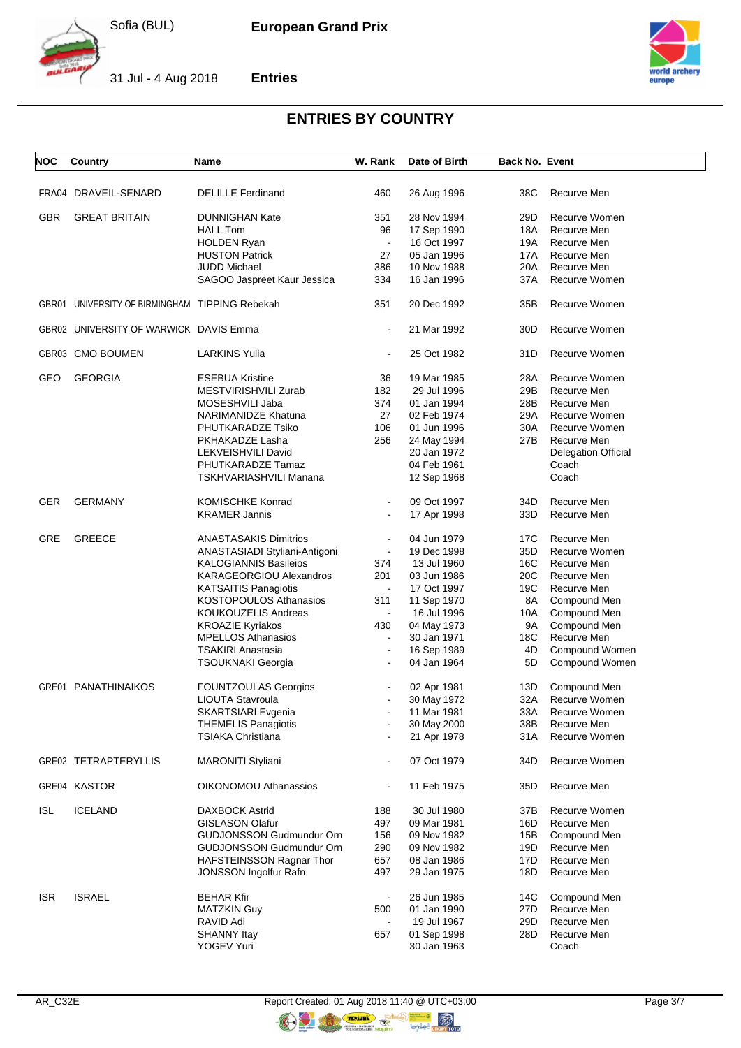## ENTRIES BY COUNTRY

| NOC | Country | Name | W. Rank | Date of Birth | Back No. | Event |
|---|---|---|---|---|---|---|
| FRA04 | DRAVEIL-SENARD | DELILLE Ferdinand | 460 | 26 Aug 1996 | 38C | Recurve Men |
| GBR | GREAT BRITAIN | DUNNIGHAN Kate | 351 | 28 Nov 1994 | 29D | Recurve Women |
| | | HALL Tom | 96 | 17 Sep 1990 | 18A | Recurve Men |
| | | HOLDEN Ryan | - | 16 Oct 1997 | 19A | Recurve Men |
| | | HUSTON Patrick | 27 | 05 Jan 1996 | 17A | Recurve Men |
| | | JUDD Michael | 386 | 10 Nov 1988 | 20A | Recurve Men |
| | | SAGOO Jaspreet Kaur Jessica | 334 | 16 Jan 1996 | 37A | Recurve Women |
| GBR01 | UNIVERSITY OF BIRMINGHAM | TIPPING Rebekah | 351 | 20 Dec 1992 | 35B | Recurve Women |
| GBR02 | UNIVERSITY OF WARWICK | DAVIS Emma | - | 21 Mar 1992 | 30D | Recurve Women |
| GBR03 | CMO BOUMEN | LARKINS Yulia | - | 25 Oct 1982 | 31D | Recurve Women |
| GEO | GEORGIA | ESEBUA Kristine | 36 | 19 Mar 1985 | 28A | Recurve Women |
| | | MESTVIRISHVILI Zurab | 182 | 29 Jul 1996 | 29B | Recurve Men |
| | | MOSESHVILI Jaba | 374 | 01 Jan 1994 | 28B | Recurve Men |
| | | NARIMANIDZE Khatuna | 27 | 02 Feb 1974 | 29A | Recurve Women |
| | | PHUTKARADZE Tsiko | 106 | 01 Jun 1996 | 30A | Recurve Women |
| | | PKHAKADZE Lasha | 256 | 24 May 1994 | 27B | Recurve Men |
| | | LEKVEISHVILI David | | 20 Jan 1972 | | Delegation Official |
| | | PHUTKARADZE Tamaz | | 04 Feb 1961 | | Coach |
| | | TSKHVARIASHVILI Manana | | 12 Sep 1968 | | Coach |
| GER | GERMANY | KOMISCHKE Konrad | - | 09 Oct 1997 | 34D | Recurve Men |
| | | KRAMER Jannis | - | 17 Apr 1998 | 33D | Recurve Men |
| GRE | GREECE | ANASTASAKIS Dimitrios | - | 04 Jun 1979 | 17C | Recurve Men |
| | | ANASTASIADI Styliani-Antigoni | - | 19 Dec 1998 | 35D | Recurve Women |
| | | KALOGIANNIS Basileios | 374 | 13 Jul 1960 | 16C | Recurve Men |
| | | KARAGEORGIOU Alexandros | 201 | 03 Jun 1986 | 20C | Recurve Men |
| | | KATSAITIS Panagiotis | - | 17 Oct 1997 | 19C | Recurve Men |
| | | KOSTOPOULOS Athanasios | 311 | 11 Sep 1970 | 8A | Compound Men |
| | | KOUKOUZELIS Andreas | - | 16 Jul 1996 | 10A | Compound Men |
| | | KROAZIE Kyriakos | 430 | 04 May 1973 | 9A | Compound Men |
| | | MPELLOS Athanasios | - | 30 Jan 1971 | 18C | Recurve Men |
| | | TSAKIRI Anastasia | - | 16 Sep 1989 | 4D | Compound Women |
| | | TSOUKNAKI Georgia | - | 04 Jan 1964 | 5D | Compound Women |
| GRE01 | PANATHINAIKOS | FOUNTZOULAS Georgios | - | 02 Apr 1981 | 13D | Compound Men |
| | | LIOUTA Stavroula | - | 30 May 1972 | 32A | Recurve Women |
| | | SKARTSIARI Evgenia | - | 11 Mar 1981 | 33A | Recurve Women |
| | | THEMELIS Panagiotis | - | 30 May 2000 | 38B | Recurve Men |
| | | TSIAKA Christiana | - | 21 Apr 1978 | 31A | Recurve Women |
| GRE02 | TETRAPTERYLLIS | MARONITI Styliani | - | 07 Oct 1979 | 34D | Recurve Women |
| GRE04 | KASTOR | OIKONOMOU Athanassios | - | 11 Feb 1975 | 35D | Recurve Men |
| ISL | ICELAND | DAXBOCK Astrid | 188 | 30 Jul 1980 | 37B | Recurve Women |
| | | GISLASON Olafur | 497 | 09 Mar 1981 | 16D | Recurve Men |
| | | GUDJONSSON Gudmundur Orn | 156 | 09 Nov 1982 | 15B | Compound Men |
| | | GUDJONSSON Gudmundur Orn | 290 | 09 Nov 1982 | 19D | Recurve Men |
| | | HAFSTEINSSON Ragnar Thor | 657 | 08 Jan 1986 | 17D | Recurve Men |
| | | JONSSON Ingolfur Rafn | 497 | 29 Jan 1975 | 18D | Recurve Men |
| ISR | ISRAEL | BEHAR Kfir | - | 26 Jun 1985 | 14C | Compound Men |
| | | MATZKIN Guy | 500 | 01 Jan 1990 | 27D | Recurve Men |
| | | RAVID Adi | - | 19 Jul 1967 | 29D | Recurve Men |
| | | SHANNY Itay | 657 | 01 Sep 1998 | 28D | Recurve Men |
| | | YOGEV Yuri | | 30 Jan 1963 | | Coach |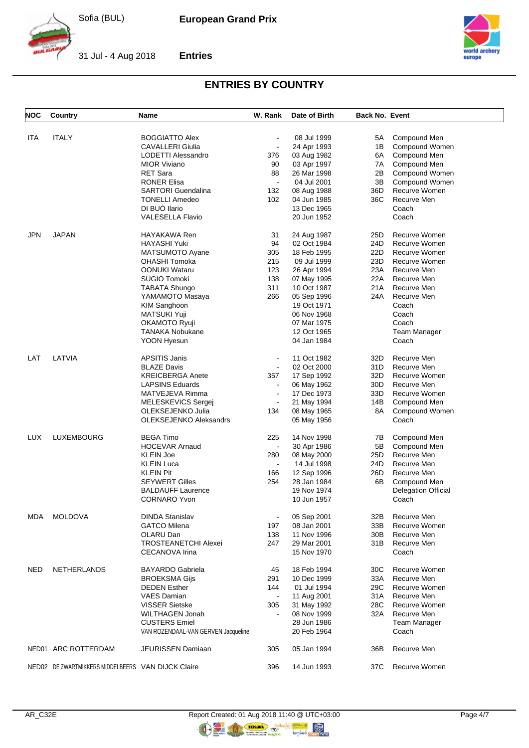# ENTRIES BY COUNTRY

| NOC | Country | Name | W. Rank | Date of Birth | Back No. | Event |
|---|---|---|---|---|---|---|
| ITA | ITALY | BOGGIATTO Alex | - | 08 Jul 1999 | 5A | Compound Men |
| | | CAVALLERI Giulia | - | 24 Apr 1993 | 1B | Compound Women |
| | | LODETTI Alessandro | 376 | 03 Aug 1982 | 6A | Compound Men |
| | | MIOR Viviano | 90 | 03 Apr 1997 | 7A | Compound Men |
| | | RET Sara | 88 | 26 Mar 1998 | 2B | Compound Women |
| | | RONER Elisa | - | 04 Jul 2001 | 3B | Compound Women |
| | | SARTORI Guendalina | 132 | 08 Aug 1988 | 36D | Recurve Women |
| | | TONELLI Amedeo | 102 | 04 Jun 1985 | 36C | Recurve Men |
| | | DI BUÒ Ilario | | 13 Dec 1965 | | Coach |
| | | VALESELLA Flavio | | 20 Jun 1952 | | Coach |
| JPN | JAPAN | HAYAKAWA Ren | 31 | 24 Aug 1987 | 25D | Recurve Women |
| | | HAYASHI Yuki | 94 | 02 Oct 1984 | 24D | Recurve Women |
| | | MATSUMOTO Ayane | 305 | 18 Feb 1995 | 22D | Recurve Women |
| | | OHASHI Tomoka | 215 | 09 Jul 1999 | 23D | Recurve Women |
| | | OONUKI Wataru | 123 | 26 Apr 1994 | 23A | Recurve Men |
| | | SUGIO Tomoki | 138 | 07 May 1995 | 22A | Recurve Men |
| | | TABATA Shungo | 311 | 10 Oct 1987 | 21A | Recurve Men |
| | | YAMAMOTO Masaya | 266 | 05 Sep 1996 | 24A | Recurve Men |
| | | KIM Sanghoon | | 19 Oct 1971 | | Coach |
| | | MATSUKI Yuji | | 06 Nov 1968 | | Coach |
| | | OKAMOTO Ryuji | | 07 Mar 1975 | | Coach |
| | | TANAKA Nobukane | | 12 Oct 1965 | | Team Manager |
| | | YOON Hyesun | | 04 Jan 1984 | | Coach |
| LAT | LATVIA | APSITIS Janis | - | 11 Oct 1982 | 32D | Recurve Men |
| | | BLAZE Davis | - | 02 Oct 2000 | 31D | Recurve Men |
| | | KREICBERGA Anete | 357 | 17 Sep 1992 | 32D | Recurve Women |
| | | LAPSINS Eduards | - | 06 May 1962 | 30D | Recurve Men |
| | | MATVEJEVA Rimma | - | 17 Dec 1973 | 33D | Recurve Women |
| | | MELESKEVICS Sergej | - | 21 May 1994 | 14B | Compound Men |
| | | OLEKSEJENKO Julia | 134 | 08 May 1965 | 8A | Compound Women |
| | | OLEKSEJENKO Aleksandrs | | 05 May 1956 | | Coach |
| LUX | LUXEMBOURG | BEGA Timo | 225 | 14 Nov 1998 | 7B | Compound Men |
| | | HOCEVAR Arnaud | - | 30 Apr 1986 | 5B | Compound Men |
| | | KLEIN Joe | 280 | 08 May 2000 | 25D | Recurve Men |
| | | KLEIN Luca | - | 14 Jul 1998 | 24D | Recurve Men |
| | | KLEIN Pit | 166 | 12 Sep 1996 | 26D | Recurve Men |
| | | SEYWERT Gilles | 254 | 28 Jan 1984 | 6B | Compound Men |
| | | BALDAUFF Laurence | | 19 Nov 1974 | | Delegation Official |
| | | CORNARO Yvon | | 10 Jun 1957 | | Coach |
| MDA | MOLDOVA | DINDA Stanislav | - | 05 Sep 2001 | 32B | Recurve Men |
| | | GATCO Milena | 197 | 08 Jan 2001 | 33B | Recurve Women |
| | | OLARU Dan | 138 | 11 Nov 1996 | 30B | Recurve Men |
| | | TROSTEANETCHI Alexei | 247 | 29 Mar 2001 | 31B | Recurve Men |
| | | CECANOVA Irina | | 15 Nov 1970 | | Coach |
| NED | NETHERLANDS | BAYARDO Gabriela | 45 | 18 Feb 1994 | 30C | Recurve Women |
| | | BROEKSMA Gijs | 291 | 10 Dec 1999 | 33A | Recurve Men |
| | | DEDEN Esther | 144 | 01 Jul 1994 | 29C | Recurve Women |
| | | VAES Damian | - | 11 Aug 2001 | 31A | Recurve Men |
| | | VISSER Sietske | 305 | 31 May 1992 | 28C | Recurve Women |
| | | WILTHAGEN Jonah | - | 08 Nov 1999 | 32A | Recurve Men |
| | | CUSTERS Emiel | | 28 Jun 1986 | | Team Manager |
| | | VAN ROZENDAAL-VAN GERVEN Jacqueline | | 20 Feb 1964 | | Coach |
| NED01 | ARC ROTTERDAM | JEURISSEN Damiaan | 305 | 05 Jan 1994 | 36B | Recurve Men |
| NED02 | DE ZWARTMIKKERS MIDDELBEERS | VAN DIJCK Claire | 396 | 14 Jun 1993 | 37C | Recurve Women |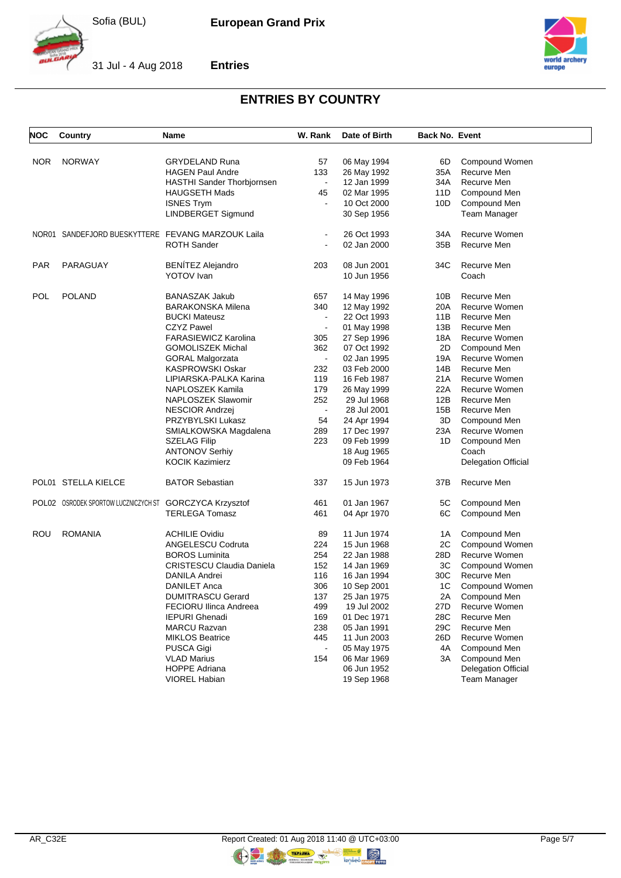## ENTRIES BY COUNTRY

| NOC | Country | Name | W. Rank | Date of Birth | Back No. | Event |
|---|---|---|---|---|---|---|
| NOR | NORWAY | GRYDELAND Runa | 57 | 06 May 1994 | 6D | Compound Women |
| | | HAGEN Paul Andre | 133 | 26 May 1992 | 35A | Recurve Men |
| | | HASTHI Sander Thorbjornsen | - | 12 Jan 1999 | 34A | Recurve Men |
| | | HAUGSETH Mads | 45 | 02 Mar 1995 | 11D | Compound Men |
| | | ISNES Trym | - | 10 Oct 2000 | 10D | Compound Men |
| | | LINDBERGET Sigmund | | 30 Sep 1956 | | Team Manager |
| NOR01 | SANDEFJORD BUESKYTTERE | FEVANG MARZOUK Laila | - | 26 Oct 1993 | 34A | Recurve Women |
| | | ROTH Sander | - | 02 Jan 2000 | 35B | Recurve Men |
| PAR | PARAGUAY | BENÍTEZ Alejandro | 203 | 08 Jun 2001 | 34C | Recurve Men |
| | | YOTOV Ivan | | 10 Jun 1956 | | Coach |
| POL | POLAND | BANASZAK Jakub | 657 | 14 May 1996 | 10B | Recurve Men |
| | | BARAKONSKA Milena | 340 | 12 May 1992 | 20A | Recurve Women |
| | | BUCKI Mateusz | - | 22 Oct 1993 | 11B | Recurve Men |
| | | CZYZ Pawel | - | 01 May 1998 | 13B | Recurve Men |
| | | FARASIEWICZ Karolina | 305 | 27 Sep 1996 | 18A | Recurve Women |
| | | GOMOLISZEK Michal | 362 | 07 Oct 1992 | 2D | Compound Men |
| | | GORAL Malgorzata | - | 02 Jan 1995 | 19A | Recurve Women |
| | | KASPROWSKI Oskar | 232 | 03 Feb 2000 | 14B | Recurve Men |
| | | LIPIARSKA-PALKA Karina | 119 | 16 Feb 1987 | 21A | Recurve Women |
| | | NAPLOSZEK Kamila | 179 | 26 May 1999 | 22A | Recurve Women |
| | | NAPLOSZEK Slawomir | 252 | 29 Jul 1968 | 12B | Recurve Men |
| | | NESCIOR Andrzej | - | 28 Jul 2001 | 15B | Recurve Men |
| | | PRZYBYLSKI Lukasz | 54 | 24 Apr 1994 | 3D | Compound Men |
| | | SMIALKOWSKA Magdalena | 289 | 17 Dec 1997 | 23A | Recurve Women |
| | | SZELAG Filip | 223 | 09 Feb 1999 | 1D | Compound Men |
| | | ANTONOV Serhiy | | 18 Aug 1965 | | Coach |
| | | KOCIK Kazimierz | | 09 Feb 1964 | | Delegation Official |
| POL01 | STELLA KIELCE | BATOR Sebastian | 337 | 15 Jun 1973 | 37B | Recurve Men |
| POL02 | OSRODEK SPORTOW LUCZNICZYCH ST | GORCZYCA Krzysztof | 461 | 01 Jan 1967 | 5C | Compound Men |
| | | TERLEGA Tomasz | 461 | 04 Apr 1970 | 6C | Compound Men |
| ROU | ROMANIA | ACHILIE Ovidiu | 89 | 11 Jun 1974 | 1A | Compound Men |
| | | ANGELESCU Codruta | 224 | 15 Jun 1968 | 2C | Compound Women |
| | | BOROS Luminita | 254 | 22 Jan 1988 | 28D | Recurve Women |
| | | CRISTESCU Claudia Daniela | 152 | 14 Jan 1969 | 3C | Compound Women |
| | | DANILA Andrei | 116 | 16 Jan 1994 | 30C | Recurve Men |
| | | DANILET Anca | 306 | 10 Sep 2001 | 1C | Compound Women |
| | | DUMITRASCU Gerard | 137 | 25 Jan 1975 | 2A | Compound Men |
| | | FECIORU Ilinca Andreea | 499 | 19 Jul 2002 | 27D | Recurve Women |
| | | IEPURI Ghenadi | 169 | 01 Dec 1971 | 28C | Recurve Men |
| | | MARCU Razvan | 238 | 05 Jan 1991 | 29C | Recurve Men |
| | | MIKLOS Beatrice | 445 | 11 Jun 2003 | 26D | Recurve Women |
| | | PUSCA Gigi | - | 05 May 1975 | 4A | Compound Men |
| | | VLAD Marius | 154 | 06 Mar 1969 | 3A | Compound Men |
| | | HOPPE Adriana | | 06 Jun 1952 | | Delegation Official |
| | | VIOREL Habian | | 19 Sep 1968 | | Team Manager |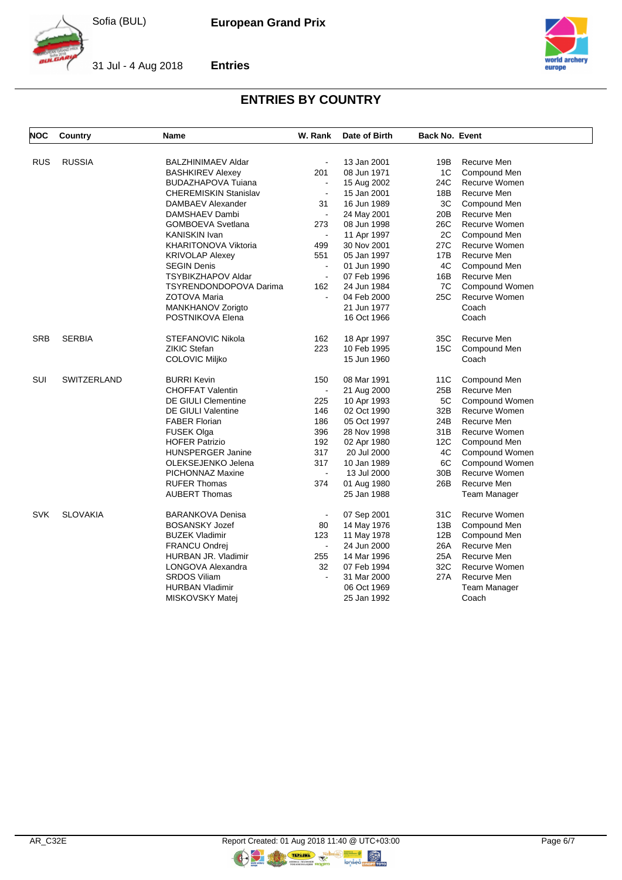# ENTRIES BY COUNTRY

| NOC | Country | Name | W. Rank | Date of Birth | Back No. | Event |
|---|---|---|---|---|---|---|
| RUS | RUSSIA | BALZHINIMAEV Aldar | - | 13 Jan 2001 | 19B | Recurve Men |
| | | BASHKIREV Alexey | 201 | 08 Jun 1971 | 1C | Compound Men |
| | | BUDAZHAPOVA Tuiana | - | 15 Aug 2002 | 24C | Recurve Women |
| | | CHEREMISKIN Stanislav | - | 15 Jan 2001 | 18B | Recurve Men |
| | | DAMBAEV Alexander | 31 | 16 Jun 1989 | 3C | Compound Men |
| | | DAMSHAEV Dambi | - | 24 May 2001 | 20B | Recurve Men |
| | | GOMBOEVA Svetlana | 273 | 08 Jun 1998 | 26C | Recurve Women |
| | | KANISKIN Ivan | - | 11 Apr 1997 | 2C | Compound Men |
| | | KHARITONOVA Viktoria | 499 | 30 Nov 2001 | 27C | Recurve Women |
| | | KRIVOLAP Alexey | 551 | 05 Jan 1997 | 17B | Recurve Men |
| | | SEGIN Denis | - | 01 Jun 1990 | 4C | Compound Men |
| | | TSYBIKZHAPOV Aldar | - | 07 Feb 1996 | 16B | Recurve Men |
| | | TSYRENDONDOPOVA Darima | 162 | 24 Jun 1984 | 7C | Compound Women |
| | | ZOTOVA Maria | - | 04 Feb 2000 | 25C | Recurve Women |
| | | MANKHANOV Zorigto | | 21 Jun 1977 | | Coach |
| | | POSTNIKOVA Elena | | 16 Oct 1966 | | Coach |
| SRB | SERBIA | STEFANOVIC Nikola | 162 | 18 Apr 1997 | 35C | Recurve Men |
| | | ZIKIC Stefan | 223 | 10 Feb 1995 | 15C | Compound Men |
| | | COLOVIC Miljko | | 15 Jun 1960 | | Coach |
| SUI | SWITZERLAND | BURRI Kevin | 150 | 08 Mar 1991 | 11C | Compound Men |
| | | CHOFFAT Valentin | - | 21 Aug 2000 | 25B | Recurve Men |
| | | DE GIULI Clementine | 225 | 10 Apr 1993 | 5C | Compound Women |
| | | DE GIULI Valentine | 146 | 02 Oct 1990 | 32B | Recurve Women |
| | | FABER Florian | 186 | 05 Oct 1997 | 24B | Recurve Men |
| | | FUSEK Olga | 396 | 28 Nov 1998 | 31B | Recurve Women |
| | | HOFER Patrizio | 192 | 02 Apr 1980 | 12C | Compound Men |
| | | HUNSPERGER Janine | 317 | 20 Jul 2000 | 4C | Compound Women |
| | | OLEKSEJENKO Jelena | 317 | 10 Jan 1989 | 6C | Compound Women |
| | | PICHONNAZ Maxine | - | 13 Jul 2000 | 30B | Recurve Women |
| | | RUFER Thomas | 374 | 01 Aug 1980 | 26B | Recurve Men |
| | | AUBERT Thomas | | 25 Jan 1988 | | Team Manager |
| SVK | SLOVAKIA | BARANKOVA Denisa | - | 07 Sep 2001 | 31C | Recurve Women |
| | | BOSANSKY Jozef | 80 | 14 May 1976 | 13B | Compound Men |
| | | BUZEK Vladimir | 123 | 11 May 1978 | 12B | Compound Men |
| | | FRANCU Ondrej | - | 24 Jun 2000 | 26A | Recurve Men |
| | | HURBAN JR. Vladimir | 255 | 14 Mar 1996 | 25A | Recurve Men |
| | | LONGOVA Alexandra | 32 | 07 Feb 1994 | 32C | Recurve Women |
| | | SRDOS Viliam | - | 31 Mar 2000 | 27A | Recurve Men |
| | | HURBAN Vladimir | | 06 Oct 1969 | | Team Manager |
| | | MISKOVSKY Matej | | 25 Jan 1992 | | Coach |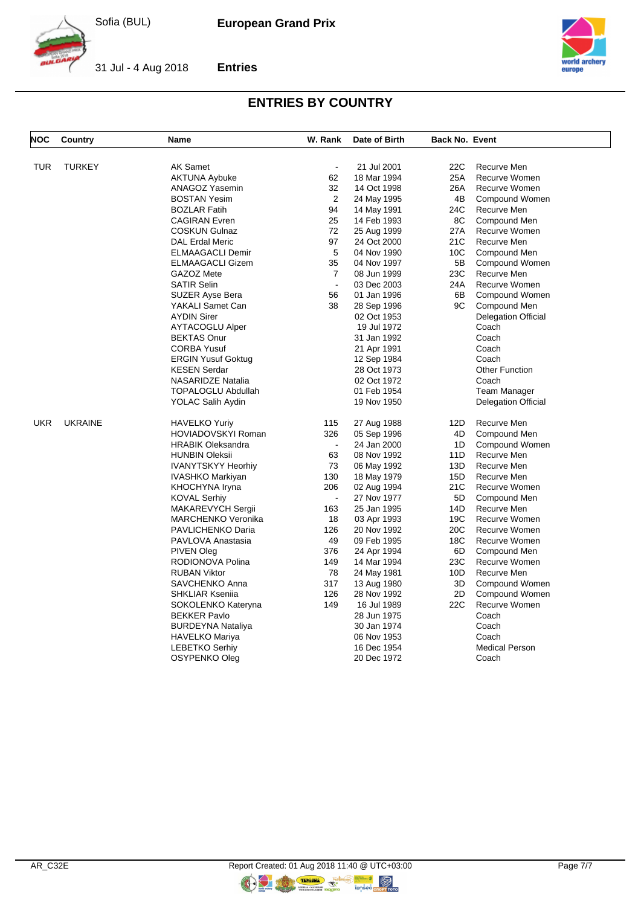# ENTRIES BY COUNTRY

| NOC | Country | Name | W. Rank | Date of Birth | Back No. | Event |
|---|---|---|---|---|---|---|
| TUR | TURKEY | AK Samet | - | 21 Jul 2001 | 22C | Recurve Men |
| | | AKTUNA Aybuke | 62 | 18 Mar 1994 | 25A | Recurve Women |
| | | ANAGOZ Yasemin | 32 | 14 Oct 1998 | 26A | Recurve Women |
| | | BOSTAN Yesim | 2 | 24 May 1995 | 4B | Compound Women |
| | | BOZLAR Fatih | 94 | 14 May 1991 | 24C | Recurve Men |
| | | CAGIRAN Evren | 25 | 14 Feb 1993 | 8C | Compound Men |
| | | COSKUN Gulnaz | 72 | 25 Aug 1999 | 27A | Recurve Women |
| | | DAL Erdal Meric | 97 | 24 Oct 2000 | 21C | Recurve Men |
| | | ELMAAGACLI Demir | 5 | 04 Nov 1990 | 10C | Compound Men |
| | | ELMAAGACLI Gizem | 35 | 04 Nov 1997 | 5B | Compound Women |
| | | GAZOZ Mete | 7 | 08 Jun 1999 | 23C | Recurve Men |
| | | SATIR Selin | - | 03 Dec 2003 | 24A | Recurve Women |
| | | SUZER Ayse Bera | 56 | 01 Jan 1996 | 6B | Compound Women |
| | | YAKALI Samet Can | 38 | 28 Sep 1996 | 9C | Compound Men |
| | | AYDIN Sirer | | 02 Oct 1953 | | Delegation Official |
| | | AYTACOGLU Alper | | 19 Jul 1972 | | Coach |
| | | BEKTAS Onur | | 31 Jan 1992 | | Coach |
| | | CORBA Yusuf | | 21 Apr 1991 | | Coach |
| | | ERGIN Yusuf Goktug | | 12 Sep 1984 | | Coach |
| | | KESEN Serdar | | 28 Oct 1973 | | Other Function |
| | | NASARIDZE Natalia | | 02 Oct 1972 | | Coach |
| | | TOPALOGLU Abdullah | | 01 Feb 1954 | | Team Manager |
| | | YOLAC Salih Aydin | | 19 Nov 1950 | | Delegation Official |
| UKR | UKRAINE | HAVELKO Yuriy | 115 | 27 Aug 1988 | 12D | Recurve Men |
| | | HOVIADOVSKYI Roman | 326 | 05 Sep 1996 | 4D | Compound Men |
| | | HRABIK Oleksandra | - | 24 Jan 2000 | 1D | Compound Women |
| | | HUNBIN Oleksii | 63 | 08 Nov 1992 | 11D | Recurve Men |
| | | IVANYTSKYY Heorhiy | 73 | 06 May 1992 | 13D | Recurve Men |
| | | IVASHKO Markiyan | 130 | 18 May 1979 | 15D | Recurve Men |
| | | KHOCHYNA Iryna | 206 | 02 Aug 1994 | 21C | Recurve Women |
| | | KOVAL Serhiy | - | 27 Nov 1977 | 5D | Compound Men |
| | | MAKAREVYCH Sergii | 163 | 25 Jan 1995 | 14D | Recurve Men |
| | | MARCHENKO Veronika | 18 | 03 Apr 1993 | 19C | Recurve Women |
| | | PAVLICHENKO Daria | 126 | 20 Nov 1992 | 20C | Recurve Women |
| | | PAVLOVA Anastasia | 49 | 09 Feb 1995 | 18C | Recurve Women |
| | | PIVEN Oleg | 376 | 24 Apr 1994 | 6D | Compound Men |
| | | RODIONOVA Polina | 149 | 14 Mar 1994 | 23C | Recurve Women |
| | | RUBAN Viktor | 78 | 24 May 1981 | 10D | Recurve Men |
| | | SAVCHENKO Anna | 317 | 13 Aug 1980 | 3D | Compound Women |
| | | SHKLIAR Kseniia | 126 | 28 Nov 1992 | 2D | Compound Women |
| | | SOKOLENKO Kateryna | 149 | 16 Jul 1989 | 22C | Recurve Women |
| | | BEKKER Pavlo | | 28 Jun 1975 | | Coach |
| | | BURDEYNA Nataliya | | 30 Jan 1974 | | Coach |
| | | HAVELKO Mariya | | 06 Nov 1953 | | Coach |
| | | LEBETKO Serhiy | | 16 Dec 1954 | | Medical Person |
| | | OSYPENKO Oleg | | 20 Dec 1972 | | Coach |